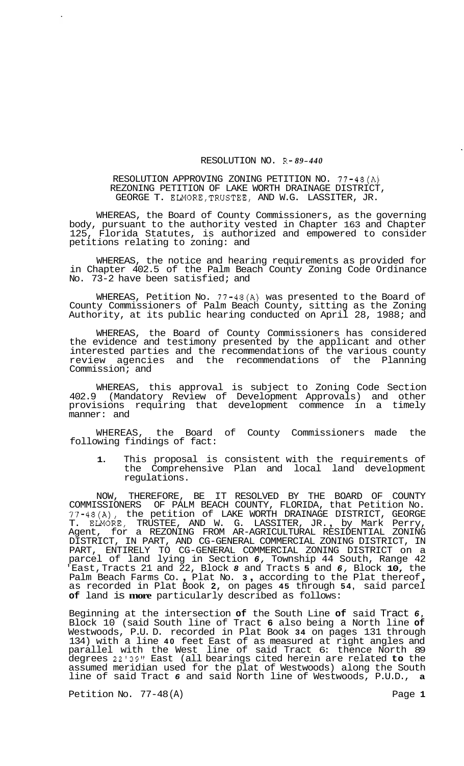RESOLUTION NO. R-89-440

RESOLUTION APPROVING ZONING PETITION NO. 77-48(A) REZONING PETITION OF LAKE WORTH DRAINAGE DISTRICT, GEORGE T. ELMORE, TRUSTEE, AND W.G. LASSITER, JR.

WHEREAS, the Board of County Commissioners, as the governing body, pursuant to the authority vested in Chapter 163 and Chapter 125, Florida Statutes, is authorized and empowered to consider petitions relating to zoning: and

WHEREAS, the notice and hearing requirements as provided for in Chapter 402.5 of the Palm Beach County Zoning Code Ordinance No. 73-2 have been satisfied; and

WHEREAS, Petition No. 77-48(A) was presented to the Board of County Commissioners of Palm Beach County, sitting as the Zoning Authority, at its public hearing conducted on April 28, 1988; and

WHEREAS, the Board of County Commissioners has considered the evidence and testimony presented by the applicant and other interested parties and the recommendations of the various county review agencies and the recommendations of the Planning Commission; and

WHEREAS, this approval is subject to Zoning Code Section 402.9 (Mandatory Review of Development Approvals) and other provisions requiring that development commence in a timely manner: and

WHEREAS, the Board of County Commissioners made the following findings of fact:

1. This proposal is consistent with the requirements of the Comprehensive Plan and local land development regulations.

NOW, THEREFORE, BE IT RESOLVED BY THE BOARD OF COUNTY COMMISSIONERS OF PALM BEACH COUNTY, FLORIDA, that Petition No. 77-48(A), the petition of LAKE WORTH DRAINAGE DISTRICT, GEORGE T. ELMORE, TRUSTEE, AND W. G. LASSITER, JR., by Mark Perry, Agent, for a REZONING FROM AR-AGRICULTURAL RESIDENTIAL ZONING DISTRICT, IN PART, AND CG-GENERAL COMMERCIAL ZONING DISTRICT, IN PART, ENTIRELY TO CG-GENERAL COMMERCIAL ZONING DISTRICT on a parcel of land lying in Section 6, Township 44 South, Range 42 East, Tracts 21 and 22, Block 8 and Tracts 5 and 6, Block 10, the Palm Beach Farms Co., Plat No. 3, according to the Plat thereof, as recorded in Plat Book 2, on pages 45 through 54, said parcel of land is more particularly described as follows:

Beginning at the intersection of the South Line of said Tract 6, Block 10 (said South line of Tract 6 also being a North line of Westwoods, P.U.D. recorded in Plat Book 34 on pages 131 through 134) with a line 40 feet East of as measured at right angles and parallel with the West line of said Tract 6: thence North 89 degrees 22'39" East (all bearings cited herein are related to the assumed meridian used for the plat of Westwoods) along the South line of said Tract 6 and said North line of Westwoods, P.U.D., a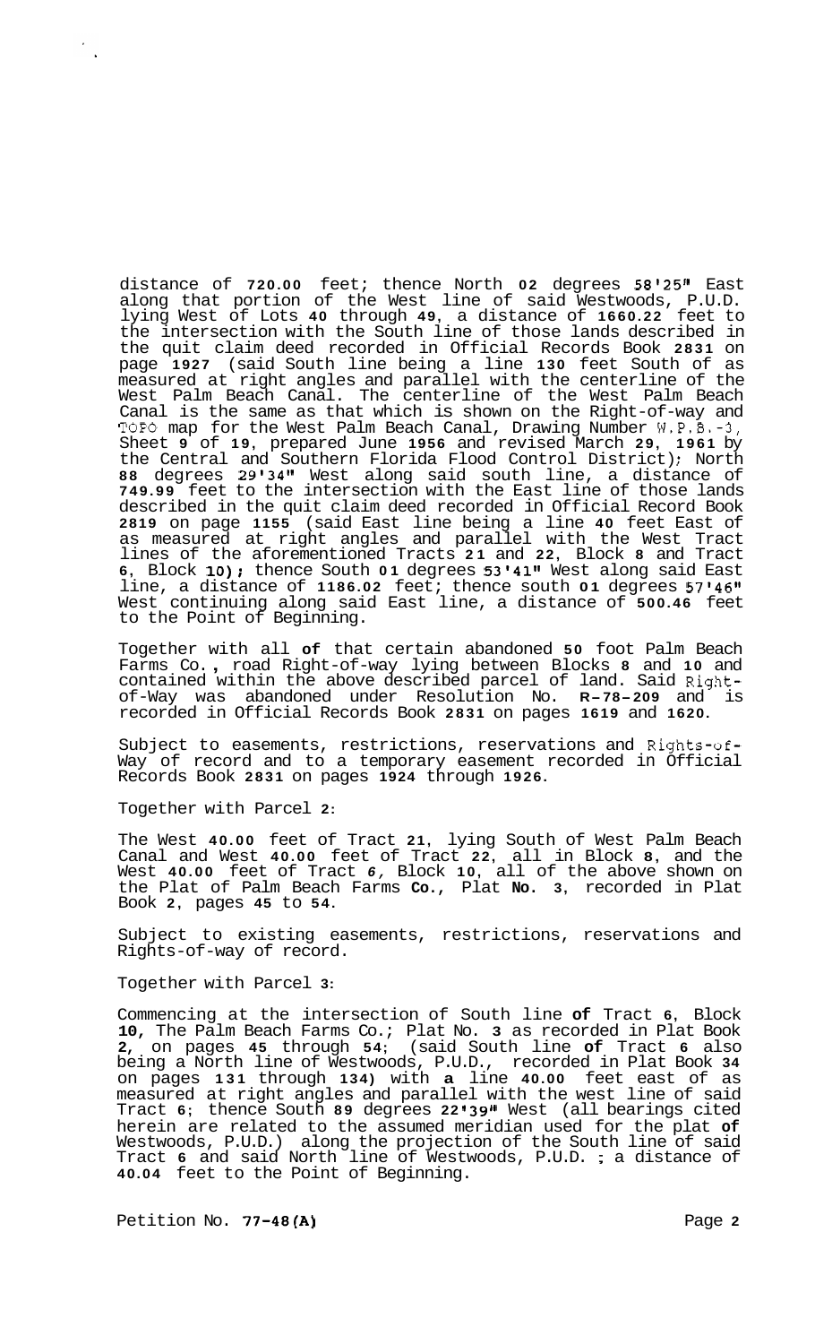distance of 720.00 feet; thence North 02 degrees 58'25" East along that portion of the West line of said Westwoods, P.U.D. lying West of Lots 40 through 49, a distance of 1660.22 feet to the intersection with the South line of those lands described in the quit claim deed recorded in Official Records Book 2831 on page 1927 (said South line being a line 130 feet South of as measured at right angles and parallel with the centerline of the West Palm Beach Canal. The centerline of the West Palm Beach Canal is the same as that which is shown on the Right-of-way and TOPO map for the West Palm Beach Canal, Drawing Number W.P.B.-3, Sheet 9 of 19, prepared June 1956 and revised March 29, 1961 by the Central and Southern Florida Flood Control District); North 88 degrees 29'34" West along said south line, a distance of 749.99 feet to the intersection with the East line of those lands described in the quit claim deed recorded in Official Record Book 2819 on page 1155 (said East line being a line 40 feet East of as measured at right angles and parallel with the West Tract lines of the aforementioned Tracts 21 and 22, Block 8 and Tract 6, Block 10); thence South 01 degrees 53'41" West along said East line, a distance of 1186.02 feet; thence south 01 degrees 57'46" West continuing along said East line, a distance of 500.46 feet to the Point of Beginning.

Together with all of that certain abandoned 50 foot Palm Beach Farms Co., road Right-of-way lying between Blocks 8 and 10 and contained within the above described parcel of land. Said Right-of-Way was abandoned under Resolution No. R-78-209 and is recorded in Official Records Book 2831 on pages 1619 and 1620.

Subject to easements, restrictions, reservations and Rights-of-Way of record and to a temporary easement recorded in Official Records Book 2831 on pages 1924 through 1926.

Together with Parcel 2:

The West 40.00 feet of Tract 21, lying South of West Palm Beach Canal and West 40.00 feet of Tract 22, all in Block 8, and the West 40.00 feet of Tract 6, Block 10, all of the above shown on the Plat of Palm Beach Farms Co., Plat No. 3, recorded in Plat Book 2, pages 45 to 54.

Subject to existing easements, restrictions, reservations and Rights-of-way of record.

Together with Parcel 3:

Commencing at the intersection of South line of Tract 6, Block 10, The Palm Beach Farms Co.; Plat No. 3 as recorded in Plat Book 2, on pages 45 through 54; (said South line of Tract 6 also being a North line of Westwoods, P.U.D., recorded in Plat Book 34 on pages 131 through 134) with a line 40.00 feet east of as measured at right angles and parallel with the west line of said Tract 6; thence South 89 degrees 22'39" West (all bearings cited herein are related to the assumed meridian used for the plat of Westwoods, P.U.D.) along the projection of the South line of said Tract 6 and said North line of Westwoods, P.U.D. ; a distance of 40.04 feet to the Point of Beginning.

Petition No. 77-48(A)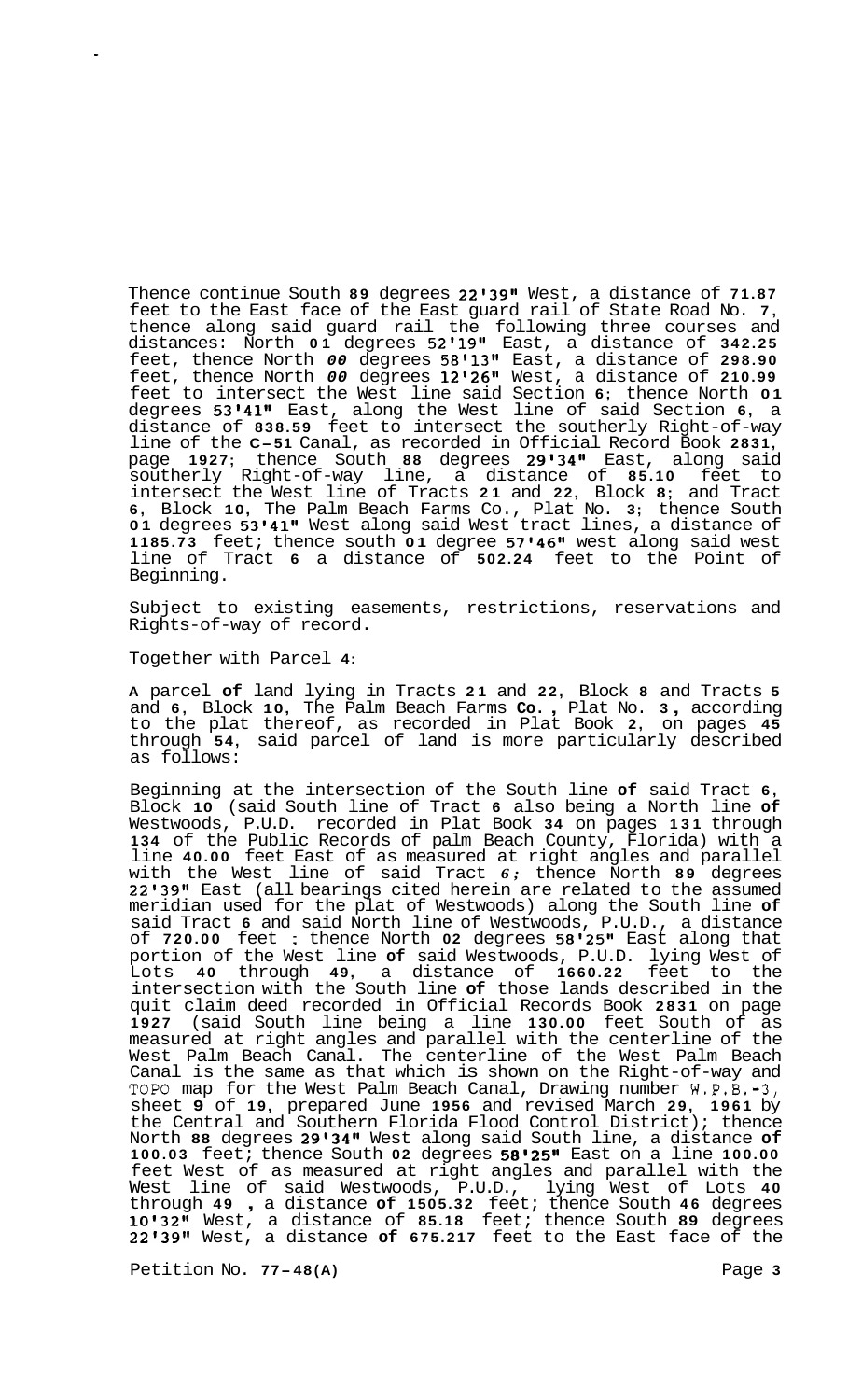Thence continue South 89 degrees 22'39" West, a distance of 71.87 feet to the East face of the East guard rail of State Road No. 7, thence along said guard rail the following three courses and distances: North 01 degrees 52'19" East, a distance of 342.25 feet, thence North 00 degrees 58'13" East, a distance of 298.90 feet, thence North 00 degrees 12'26" West, a distance of 210.99 feet to intersect the West line said Section 6; thence North 01 degrees 53'41" East, along the West line of said Section 6, a distance of 838.59 feet to intersect the southerly Right-of-way line of the C-51 Canal, as recorded in Official Record Book 2831, page 1927; thence South 88 degrees 29'34" East, along said southerly Right-of-way line, a distance of 85.10 feet to intersect the West line of Tracts 21 and 22, Block 8; and Tract 6, Block 10, The Palm Beach Farms Co., Plat No. 3; thence South 01 degrees 53'41" West along said West tract lines, a distance of 1185.73 feet; thence south 01 degree 57'46" west along said west line of Tract 6 a distance of 502.24 feet to the Point of Beginning.

Subject to existing easements, restrictions, reservations and Rights-of-way of record.

Together with Parcel 4:

A parcel of land lying in Tracts 21 and 22, Block 8 and Tracts 5 and 6, Block 10, The Palm Beach Farms Co., Plat No. 3, according to the plat thereof, as recorded in Plat Book 2, on pages 45 through 54, said parcel of land is more particularly described as follows:

Beginning at the intersection of the South line of said Tract 6, Block 10 (said South line of Tract 6 also being a North line of Westwoods, P.U.D. recorded in Plat Book 34 on pages 131 through 134 of the Public Records of palm Beach County, Florida) with a line 40.00 feet East of as measured at right angles and parallel with the West line of said Tract 6; thence North 89 degrees 22'39" East (all bearings cited herein are related to the assumed meridian used for the plat of Westwoods) along the South line of said Tract 6 and said North line of Westwoods, P.U.D., a distance of 720.00 feet ; thence North 02 degrees 58'25" East along that portion of the West line of said Westwoods, P.U.D. lying West of Lots 40 through 49, a distance of 1660.22 feet to the intersection with the South line of those lands described in the quit claim deed recorded in Official Records Book 2831 on page 1927 (said South line being a line 130.00 feet South of as measured at right angles and parallel with the centerline of the West Palm Beach Canal. The centerline of the West Palm Beach Canal is the same as that which is shown on the Right-of-way and TOPO map for the West Palm Beach Canal, Drawing number W.P.B.-3, sheet 9 of 19, prepared June 1956 and revised March 29, 1961 by the Central and Southern Florida Flood Control District); thence North 88 degrees 29'34" West along said South line, a distance of 100.03 feet; thence South 02 degrees 58'25" East on a line 100.00 feet West of as measured at right angles and parallel with the West line of said Westwoods, P.U.D., lying West of Lots 40 through 49 , a distance of 1505.32 feet; thence South 46 degrees 10'32" West, a distance of 85.18 feet; thence South 89 degrees 22'39" West, a distance of 675.217 feet to the East face of the

Petition No. 77-48(A)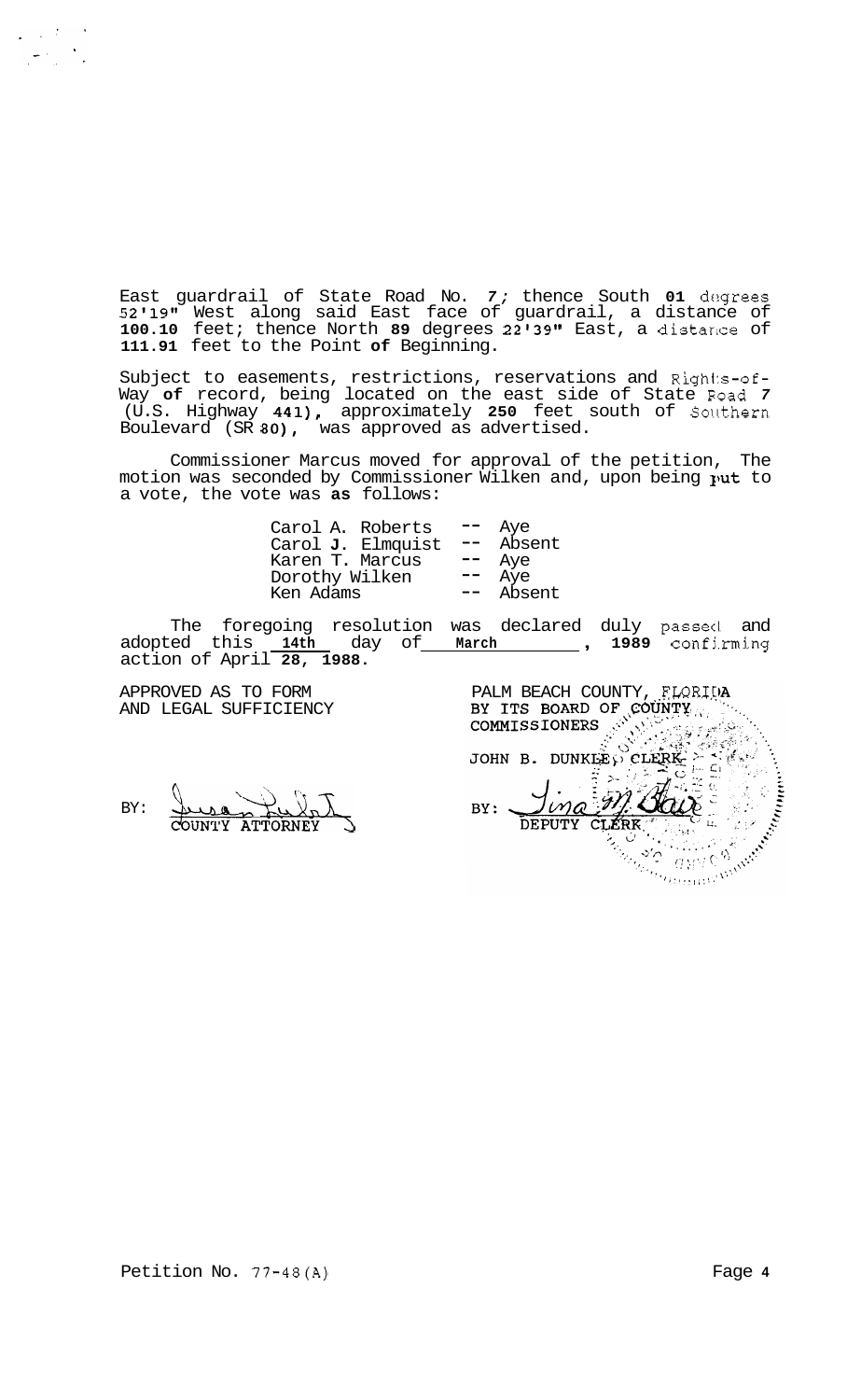East guardrail of State Road No. 7; thence South 01 degrees 52'19" West along said East face of guardrail, a distance of 100.10 feet; thence North 89 degrees 22'39" East, a distance of 111.91 feet to the Point of Beginning.

Subject to easements, restrictions, reservations and Rights-of-Way of record, being located on the east side of State Road 7 (U.S. Highway 441), approximately 250 feet south of Southern Boulevard (SR 80), was approved as advertised.

Commissioner Marcus moved for approval of the petition, The motion was seconded by Commissioner Wilken and, upon being put to a vote, the vote was as follows:

| | | |
|---|---|---|
| Carol A. Roberts | -- | Aye |
| Carol J. Elmquist | -- | Absent |
| Karen T. Marcus | -- | Aye |
| Dorothy Wilken | -- | Aye |
| Ken Adams | -- | Absent |

The foregoing resolution was declared duly passed and adopted this 14th day of March, 1989 confirming action of April 28, 1988.

APPROVED AS TO FORM
AND LEGAL SUFFICIENCY

BY: [signature]
COUNTY ATTORNEY

PALM BEACH COUNTY, FLORIDA
BY ITS BOARD OF COUNTY COMMISSIONERS

JOHN B. DUNKLE, CLERK

BY: [signature]
DEPUTY CLERK

Petition No. 77-48(A)